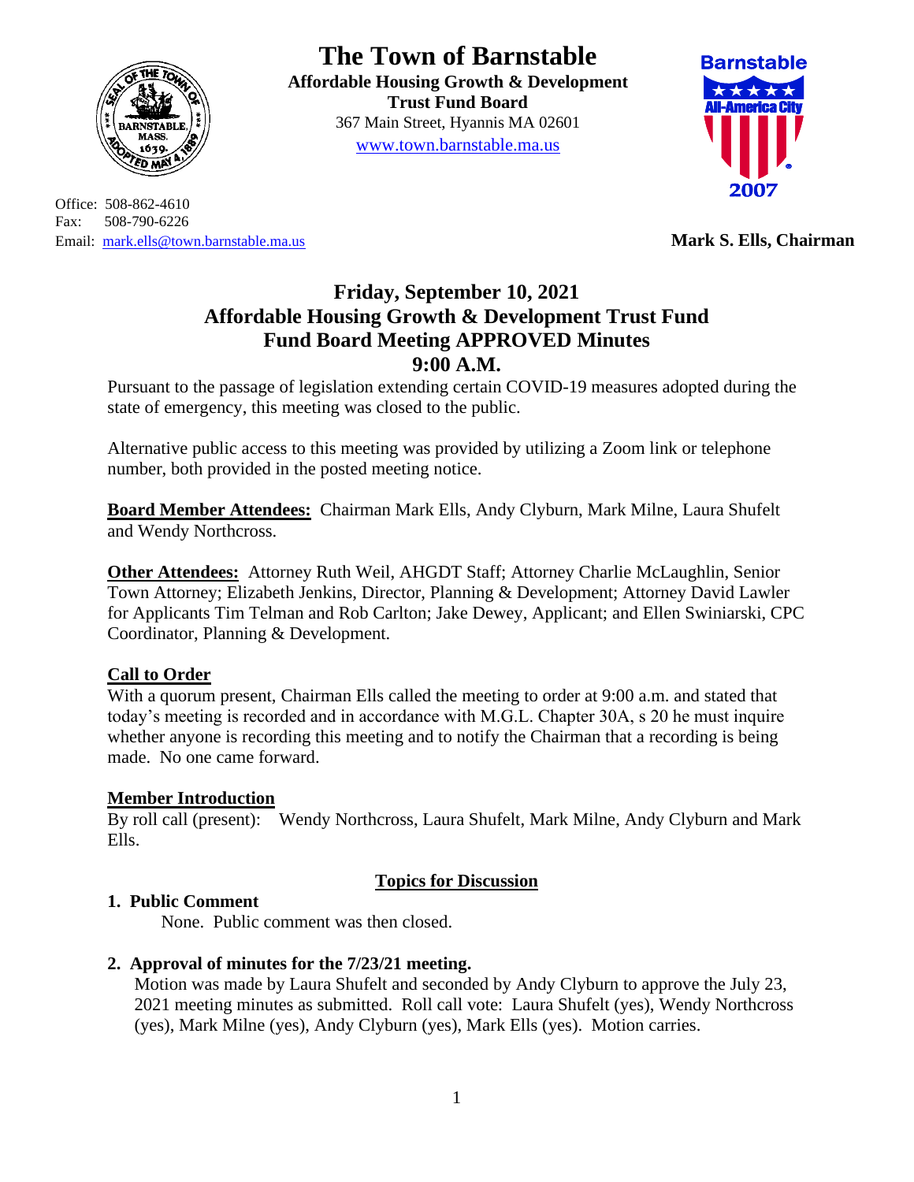# The Town of Barnstable

**Affordable Housing Growth & Development Trust Fund Board**
367 Main Street, Hyannis MA 02601
www.town.barnstable.ma.us

Office: 508-862-4610
Fax: 508-790-6226
Email: mark.ells@town.barnstable.ma.us

**Mark S. Ells, Chairman**

## Friday, September 10, 2021
## Affordable Housing Growth & Development Trust Fund
## Fund Board Meeting APPROVED Minutes
## 9:00 A.M.

Pursuant to the passage of legislation extending certain COVID-19 measures adopted during the state of emergency, this meeting was closed to the public.

Alternative public access to this meeting was provided by utilizing a Zoom link or telephone number, both provided in the posted meeting notice.

**Board Member Attendees:** Chairman Mark Ells, Andy Clyburn, Mark Milne, Laura Shufelt and Wendy Northcross.

**Other Attendees:** Attorney Ruth Weil, AHGDT Staff; Attorney Charlie McLaughlin, Senior Town Attorney; Elizabeth Jenkins, Director, Planning & Development; Attorney David Lawler for Applicants Tim Telman and Rob Carlton; Jake Dewey, Applicant; and Ellen Swiniarski, CPC Coordinator, Planning & Development.

**Call to Order**

With a quorum present, Chairman Ells called the meeting to order at 9:00 a.m. and stated that today's meeting is recorded and in accordance with M.G.L. Chapter 30A, s 20 he must inquire whether anyone is recording this meeting and to notify the Chairman that a recording is being made. No one came forward.

**Member Introduction**

By roll call (present): Wendy Northcross, Laura Shufelt, Mark Milne, Andy Clyburn and Mark Ells.

**Topics for Discussion**

1. **Public Comment**

   None. Public comment was then closed.

2. **Approval of minutes for the 7/23/21 meeting.**

   Motion was made by Laura Shufelt and seconded by Andy Clyburn to approve the July 23, 2021 meeting minutes as submitted. Roll call vote: Laura Shufelt (yes), Wendy Northcross (yes), Mark Milne (yes), Andy Clyburn (yes), Mark Ells (yes). Motion carries.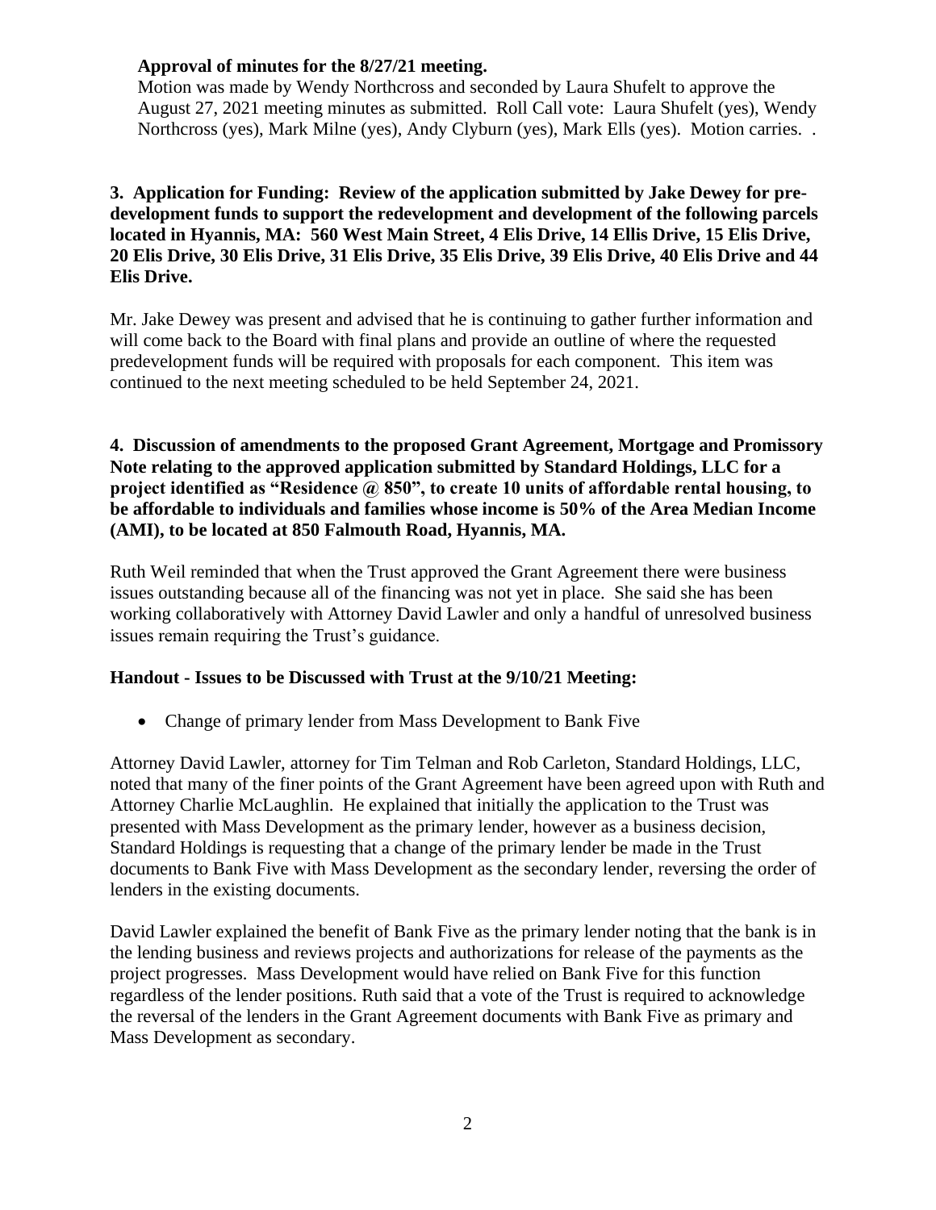**Approval of minutes for the 8/27/21 meeting.**

Motion was made by Wendy Northcross and seconded by Laura Shufelt to approve the August 27, 2021 meeting minutes as submitted. Roll Call vote: Laura Shufelt (yes), Wendy Northcross (yes), Mark Milne (yes), Andy Clyburn (yes), Mark Ells (yes). Motion carries. .

**3. Application for Funding: Review of the application submitted by Jake Dewey for pre-development funds to support the redevelopment and development of the following parcels located in Hyannis, MA: 560 West Main Street, 4 Elis Drive, 14 Ellis Drive, 15 Elis Drive, 20 Elis Drive, 30 Elis Drive, 31 Elis Drive, 35 Elis Drive, 39 Elis Drive, 40 Elis Drive and 44 Elis Drive.**

Mr. Jake Dewey was present and advised that he is continuing to gather further information and will come back to the Board with final plans and provide an outline of where the requested predevelopment funds will be required with proposals for each component. This item was continued to the next meeting scheduled to be held September 24, 2021.

**4. Discussion of amendments to the proposed Grant Agreement, Mortgage and Promissory Note relating to the approved application submitted by Standard Holdings, LLC for a project identified as "Residence @ 850", to create 10 units of affordable rental housing, to be affordable to individuals and families whose income is 50% of the Area Median Income (AMI), to be located at 850 Falmouth Road, Hyannis, MA.**

Ruth Weil reminded that when the Trust approved the Grant Agreement there were business issues outstanding because all of the financing was not yet in place. She said she has been working collaboratively with Attorney David Lawler and only a handful of unresolved business issues remain requiring the Trust's guidance.

**Handout - Issues to be Discussed with Trust at the 9/10/21 Meeting:**

- Change of primary lender from Mass Development to Bank Five

Attorney David Lawler, attorney for Tim Telman and Rob Carleton, Standard Holdings, LLC, noted that many of the finer points of the Grant Agreement have been agreed upon with Ruth and Attorney Charlie McLaughlin. He explained that initially the application to the Trust was presented with Mass Development as the primary lender, however as a business decision, Standard Holdings is requesting that a change of the primary lender be made in the Trust documents to Bank Five with Mass Development as the secondary lender, reversing the order of lenders in the existing documents.

David Lawler explained the benefit of Bank Five as the primary lender noting that the bank is in the lending business and reviews projects and authorizations for release of the payments as the project progresses. Mass Development would have relied on Bank Five for this function regardless of the lender positions. Ruth said that a vote of the Trust is required to acknowledge the reversal of the lenders in the Grant Agreement documents with Bank Five as primary and Mass Development as secondary.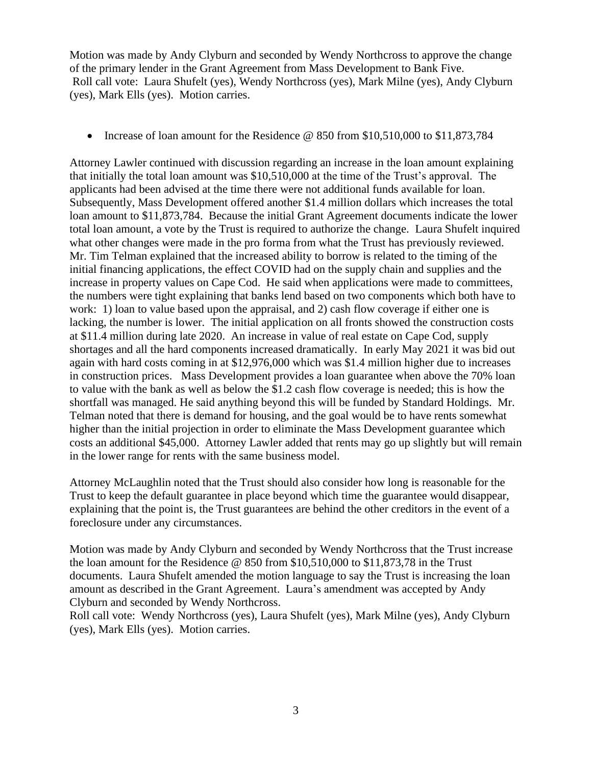Motion was made by Andy Clyburn and seconded by Wendy Northcross to approve the change of the primary lender in the Grant Agreement from Mass Development to Bank Five.
Roll call vote: Laura Shufelt (yes), Wendy Northcross (yes), Mark Milne (yes), Andy Clyburn (yes), Mark Ells (yes). Motion carries.

- Increase of loan amount for the Residence @ 850 from $10,510,000 to $11,873,784

Attorney Lawler continued with discussion regarding an increase in the loan amount explaining that initially the total loan amount was $10,510,000 at the time of the Trust's approval. The applicants had been advised at the time there were not additional funds available for loan. Subsequently, Mass Development offered another $1.4 million dollars which increases the total loan amount to $11,873,784. Because the initial Grant Agreement documents indicate the lower total loan amount, a vote by the Trust is required to authorize the change. Laura Shufelt inquired what other changes were made in the pro forma from what the Trust has previously reviewed. Mr. Tim Telman explained that the increased ability to borrow is related to the timing of the initial financing applications, the effect COVID had on the supply chain and supplies and the increase in property values on Cape Cod. He said when applications were made to committees, the numbers were tight explaining that banks lend based on two components which both have to work: 1) loan to value based upon the appraisal, and 2) cash flow coverage if either one is lacking, the number is lower. The initial application on all fronts showed the construction costs at $11.4 million during late 2020. An increase in value of real estate on Cape Cod, supply shortages and all the hard components increased dramatically. In early May 2021 it was bid out again with hard costs coming in at $12,976,000 which was $1.4 million higher due to increases in construction prices. Mass Development provides a loan guarantee when above the 70% loan to value with the bank as well as below the $1.2 cash flow coverage is needed; this is how the shortfall was managed. He said anything beyond this will be funded by Standard Holdings. Mr. Telman noted that there is demand for housing, and the goal would be to have rents somewhat higher than the initial projection in order to eliminate the Mass Development guarantee which costs an additional $45,000. Attorney Lawler added that rents may go up slightly but will remain in the lower range for rents with the same business model.

Attorney McLaughlin noted that the Trust should also consider how long is reasonable for the Trust to keep the default guarantee in place beyond which time the guarantee would disappear, explaining that the point is, the Trust guarantees are behind the other creditors in the event of a foreclosure under any circumstances.

Motion was made by Andy Clyburn and seconded by Wendy Northcross that the Trust increase the loan amount for the Residence @ 850 from $10,510,000 to $11,873,78 in the Trust documents. Laura Shufelt amended the motion language to say the Trust is increasing the loan amount as described in the Grant Agreement. Laura's amendment was accepted by Andy Clyburn and seconded by Wendy Northcross.
Roll call vote: Wendy Northcross (yes), Laura Shufelt (yes), Mark Milne (yes), Andy Clyburn (yes), Mark Ells (yes). Motion carries.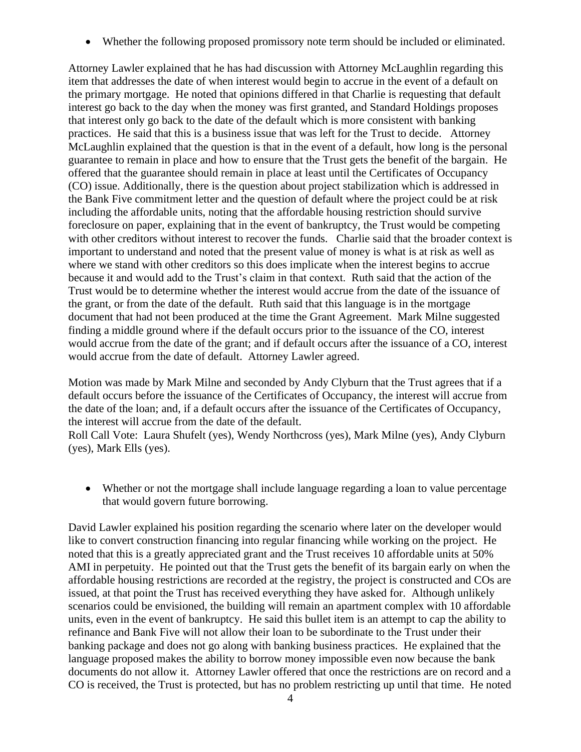- Whether the following proposed promissory note term should be included or eliminated.

Attorney Lawler explained that he has had discussion with Attorney McLaughlin regarding this item that addresses the date of when interest would begin to accrue in the event of a default on the primary mortgage. He noted that opinions differed in that Charlie is requesting that default interest go back to the day when the money was first granted, and Standard Holdings proposes that interest only go back to the date of the default which is more consistent with banking practices. He said that this is a business issue that was left for the Trust to decide. Attorney McLaughlin explained that the question is that in the event of a default, how long is the personal guarantee to remain in place and how to ensure that the Trust gets the benefit of the bargain. He offered that the guarantee should remain in place at least until the Certificates of Occupancy (CO) issue. Additionally, there is the question about project stabilization which is addressed in the Bank Five commitment letter and the question of default where the project could be at risk including the affordable units, noting that the affordable housing restriction should survive foreclosure on paper, explaining that in the event of bankruptcy, the Trust would be competing with other creditors without interest to recover the funds. Charlie said that the broader context is important to understand and noted that the present value of money is what is at risk as well as where we stand with other creditors so this does implicate when the interest begins to accrue because it and would add to the Trust's claim in that context. Ruth said that the action of the Trust would be to determine whether the interest would accrue from the date of the issuance of the grant, or from the date of the default. Ruth said that this language is in the mortgage document that had not been produced at the time the Grant Agreement. Mark Milne suggested finding a middle ground where if the default occurs prior to the issuance of the CO, interest would accrue from the date of the grant; and if default occurs after the issuance of a CO, interest would accrue from the date of default. Attorney Lawler agreed.

Motion was made by Mark Milne and seconded by Andy Clyburn that the Trust agrees that if a default occurs before the issuance of the Certificates of Occupancy, the interest will accrue from the date of the loan; and, if a default occurs after the issuance of the Certificates of Occupancy, the interest will accrue from the date of the default.
Roll Call Vote: Laura Shufelt (yes), Wendy Northcross (yes), Mark Milne (yes), Andy Clyburn (yes), Mark Ells (yes).

- Whether or not the mortgage shall include language regarding a loan to value percentage that would govern future borrowing.

David Lawler explained his position regarding the scenario where later on the developer would like to convert construction financing into regular financing while working on the project. He noted that this is a greatly appreciated grant and the Trust receives 10 affordable units at 50% AMI in perpetuity. He pointed out that the Trust gets the benefit of its bargain early on when the affordable housing restrictions are recorded at the registry, the project is constructed and COs are issued, at that point the Trust has received everything they have asked for. Although unlikely scenarios could be envisioned, the building will remain an apartment complex with 10 affordable units, even in the event of bankruptcy. He said this bullet item is an attempt to cap the ability to refinance and Bank Five will not allow their loan to be subordinate to the Trust under their banking package and does not go along with banking business practices. He explained that the language proposed makes the ability to borrow money impossible even now because the bank documents do not allow it. Attorney Lawler offered that once the restrictions are on record and a CO is received, the Trust is protected, but has no problem restricting up until that time. He noted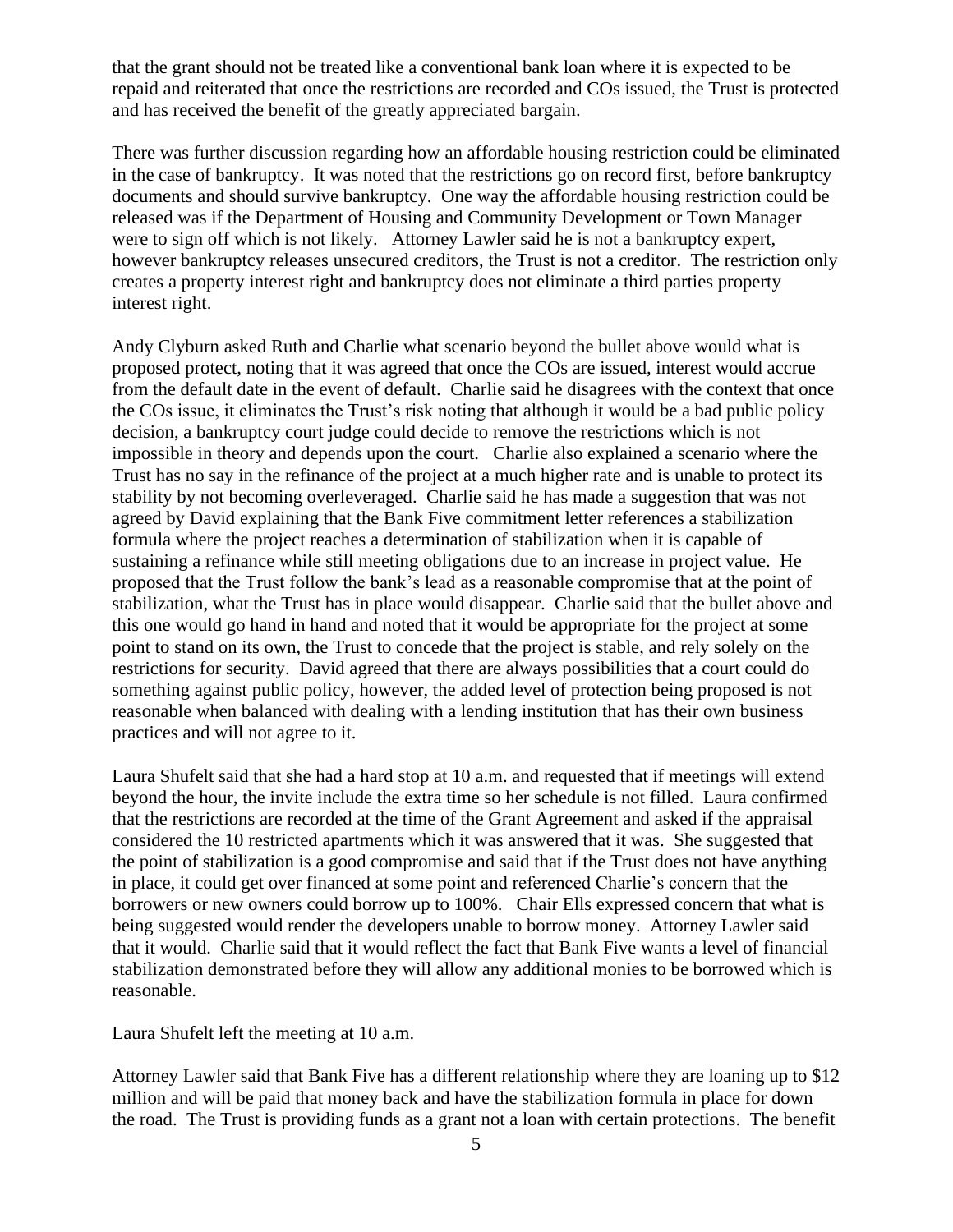that the grant should not be treated like a conventional bank loan where it is expected to be repaid and reiterated that once the restrictions are recorded and COs issued, the Trust is protected and has received the benefit of the greatly appreciated bargain.

There was further discussion regarding how an affordable housing restriction could be eliminated in the case of bankruptcy. It was noted that the restrictions go on record first, before bankruptcy documents and should survive bankruptcy. One way the affordable housing restriction could be released was if the Department of Housing and Community Development or Town Manager were to sign off which is not likely. Attorney Lawler said he is not a bankruptcy expert, however bankruptcy releases unsecured creditors, the Trust is not a creditor. The restriction only creates a property interest right and bankruptcy does not eliminate a third parties property interest right.

Andy Clyburn asked Ruth and Charlie what scenario beyond the bullet above would what is proposed protect, noting that it was agreed that once the COs are issued, interest would accrue from the default date in the event of default. Charlie said he disagrees with the context that once the COs issue, it eliminates the Trust's risk noting that although it would be a bad public policy decision, a bankruptcy court judge could decide to remove the restrictions which is not impossible in theory and depends upon the court. Charlie also explained a scenario where the Trust has no say in the refinance of the project at a much higher rate and is unable to protect its stability by not becoming overleveraged. Charlie said he has made a suggestion that was not agreed by David explaining that the Bank Five commitment letter references a stabilization formula where the project reaches a determination of stabilization when it is capable of sustaining a refinance while still meeting obligations due to an increase in project value. He proposed that the Trust follow the bank's lead as a reasonable compromise that at the point of stabilization, what the Trust has in place would disappear. Charlie said that the bullet above and this one would go hand in hand and noted that it would be appropriate for the project at some point to stand on its own, the Trust to concede that the project is stable, and rely solely on the restrictions for security. David agreed that there are always possibilities that a court could do something against public policy, however, the added level of protection being proposed is not reasonable when balanced with dealing with a lending institution that has their own business practices and will not agree to it.

Laura Shufelt said that she had a hard stop at 10 a.m. and requested that if meetings will extend beyond the hour, the invite include the extra time so her schedule is not filled. Laura confirmed that the restrictions are recorded at the time of the Grant Agreement and asked if the appraisal considered the 10 restricted apartments which it was answered that it was. She suggested that the point of stabilization is a good compromise and said that if the Trust does not have anything in place, it could get over financed at some point and referenced Charlie's concern that the borrowers or new owners could borrow up to 100%. Chair Ells expressed concern that what is being suggested would render the developers unable to borrow money. Attorney Lawler said that it would. Charlie said that it would reflect the fact that Bank Five wants a level of financial stabilization demonstrated before they will allow any additional monies to be borrowed which is reasonable.

Laura Shufelt left the meeting at 10 a.m.

Attorney Lawler said that Bank Five has a different relationship where they are loaning up to $12 million and will be paid that money back and have the stabilization formula in place for down the road. The Trust is providing funds as a grant not a loan with certain protections. The benefit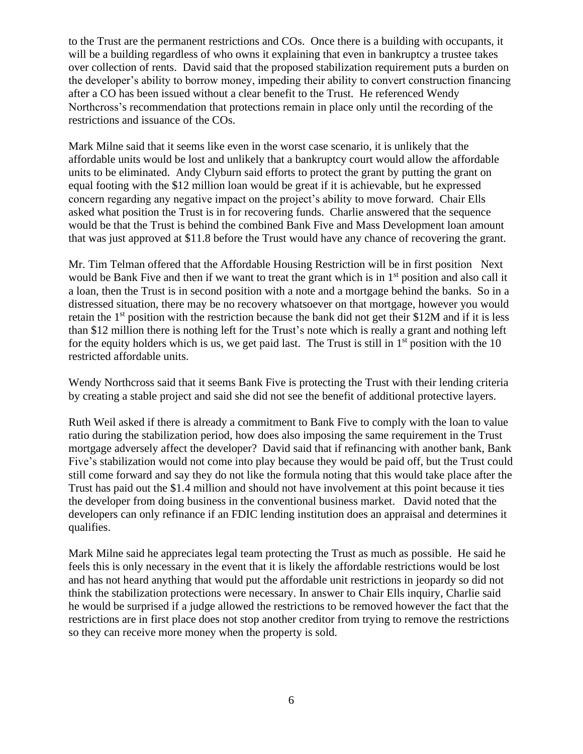to the Trust are the permanent restrictions and COs. Once there is a building with occupants, it will be a building regardless of who owns it explaining that even in bankruptcy a trustee takes over collection of rents. David said that the proposed stabilization requirement puts a burden on the developer's ability to borrow money, impeding their ability to convert construction financing after a CO has been issued without a clear benefit to the Trust. He referenced Wendy Northcross's recommendation that protections remain in place only until the recording of the restrictions and issuance of the COs.

Mark Milne said that it seems like even in the worst case scenario, it is unlikely that the affordable units would be lost and unlikely that a bankruptcy court would allow the affordable units to be eliminated. Andy Clyburn said efforts to protect the grant by putting the grant on equal footing with the $12 million loan would be great if it is achievable, but he expressed concern regarding any negative impact on the project's ability to move forward. Chair Ells asked what position the Trust is in for recovering funds. Charlie answered that the sequence would be that the Trust is behind the combined Bank Five and Mass Development loan amount that was just approved at $11.8 before the Trust would have any chance of recovering the grant.

Mr. Tim Telman offered that the Affordable Housing Restriction will be in first position Next would be Bank Five and then if we want to treat the grant which is in 1st position and also call it a loan, then the Trust is in second position with a note and a mortgage behind the banks. So in a distressed situation, there may be no recovery whatsoever on that mortgage, however you would retain the 1st position with the restriction because the bank did not get their $12M and if it is less than $12 million there is nothing left for the Trust's note which is really a grant and nothing left for the equity holders which is us, we get paid last. The Trust is still in 1st position with the 10 restricted affordable units.

Wendy Northcross said that it seems Bank Five is protecting the Trust with their lending criteria by creating a stable project and said she did not see the benefit of additional protective layers.

Ruth Weil asked if there is already a commitment to Bank Five to comply with the loan to value ratio during the stabilization period, how does also imposing the same requirement in the Trust mortgage adversely affect the developer? David said that if refinancing with another bank, Bank Five's stabilization would not come into play because they would be paid off, but the Trust could still come forward and say they do not like the formula noting that this would take place after the Trust has paid out the $1.4 million and should not have involvement at this point because it ties the developer from doing business in the conventional business market. David noted that the developers can only refinance if an FDIC lending institution does an appraisal and determines it qualifies.

Mark Milne said he appreciates legal team protecting the Trust as much as possible. He said he feels this is only necessary in the event that it is likely the affordable restrictions would be lost and has not heard anything that would put the affordable unit restrictions in jeopardy so did not think the stabilization protections were necessary. In answer to Chair Ells inquiry, Charlie said he would be surprised if a judge allowed the restrictions to be removed however the fact that the restrictions are in first place does not stop another creditor from trying to remove the restrictions so they can receive more money when the property is sold.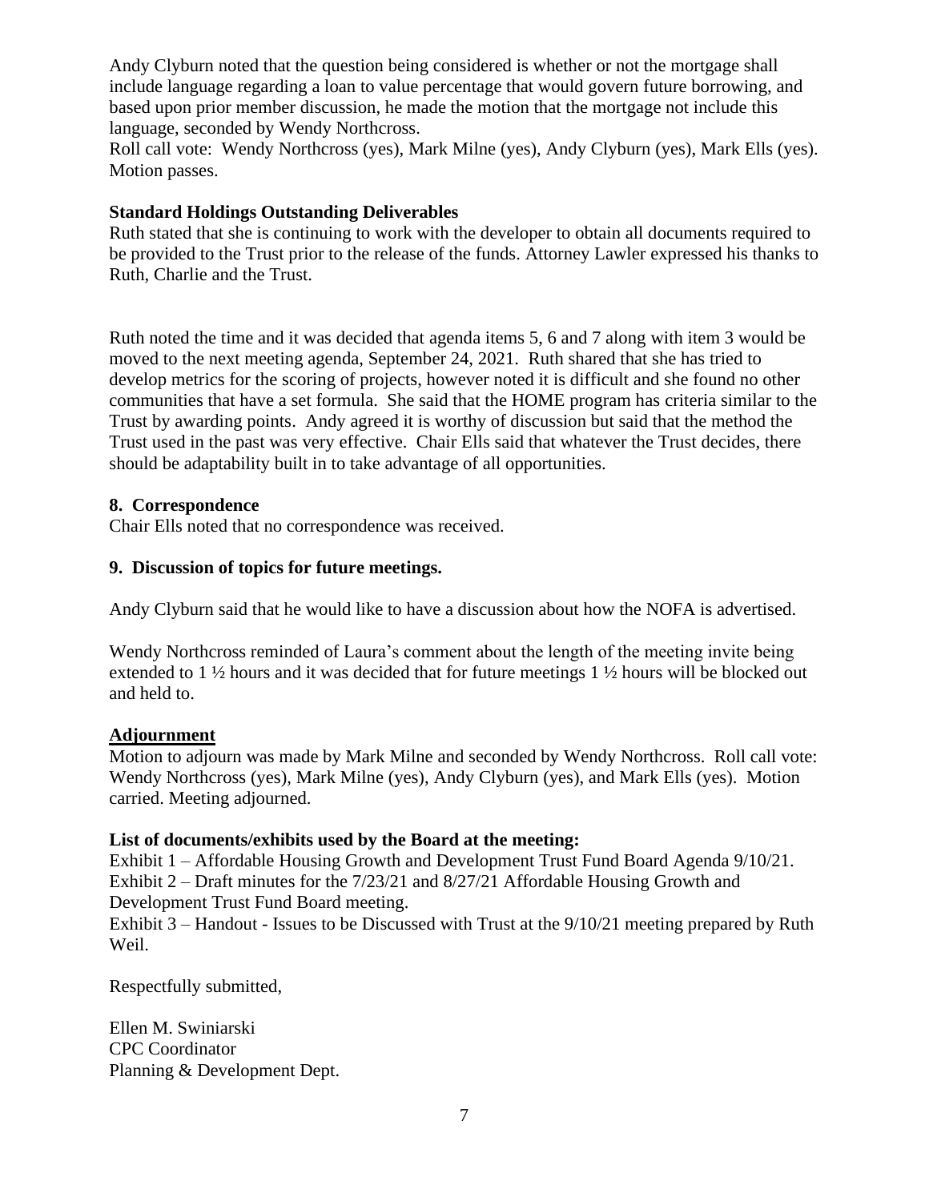Andy Clyburn noted that the question being considered is whether or not the mortgage shall include language regarding a loan to value percentage that would govern future borrowing, and based upon prior member discussion, he made the motion that the mortgage not include this language, seconded by Wendy Northcross.

Roll call vote: Wendy Northcross (yes), Mark Milne (yes), Andy Clyburn (yes), Mark Ells (yes). Motion passes.

**Standard Holdings Outstanding Deliverables**

Ruth stated that she is continuing to work with the developer to obtain all documents required to be provided to the Trust prior to the release of the funds. Attorney Lawler expressed his thanks to Ruth, Charlie and the Trust.

Ruth noted the time and it was decided that agenda items 5, 6 and 7 along with item 3 would be moved to the next meeting agenda, September 24, 2021. Ruth shared that she has tried to develop metrics for the scoring of projects, however noted it is difficult and she found no other communities that have a set formula. She said that the HOME program has criteria similar to the Trust by awarding points. Andy agreed it is worthy of discussion but said that the method the Trust used in the past was very effective. Chair Ells said that whatever the Trust decides, there should be adaptability built in to take advantage of all opportunities.

**8. Correspondence**

Chair Ells noted that no correspondence was received.

**9. Discussion of topics for future meetings.**

Andy Clyburn said that he would like to have a discussion about how the NOFA is advertised.

Wendy Northcross reminded of Laura's comment about the length of the meeting invite being extended to 1 ½ hours and it was decided that for future meetings 1 ½ hours will be blocked out and held to.

**Adjournment**

Motion to adjourn was made by Mark Milne and seconded by Wendy Northcross. Roll call vote: Wendy Northcross (yes), Mark Milne (yes), Andy Clyburn (yes), and Mark Ells (yes). Motion carried. Meeting adjourned.

**List of documents/exhibits used by the Board at the meeting:**

Exhibit 1 – Affordable Housing Growth and Development Trust Fund Board Agenda 9/10/21.
Exhibit 2 – Draft minutes for the 7/23/21 and 8/27/21 Affordable Housing Growth and Development Trust Fund Board meeting.
Exhibit 3 – Handout - Issues to be Discussed with Trust at the 9/10/21 meeting prepared by Ruth Weil.

Respectfully submitted,

Ellen M. Swiniarski
CPC Coordinator
Planning & Development Dept.